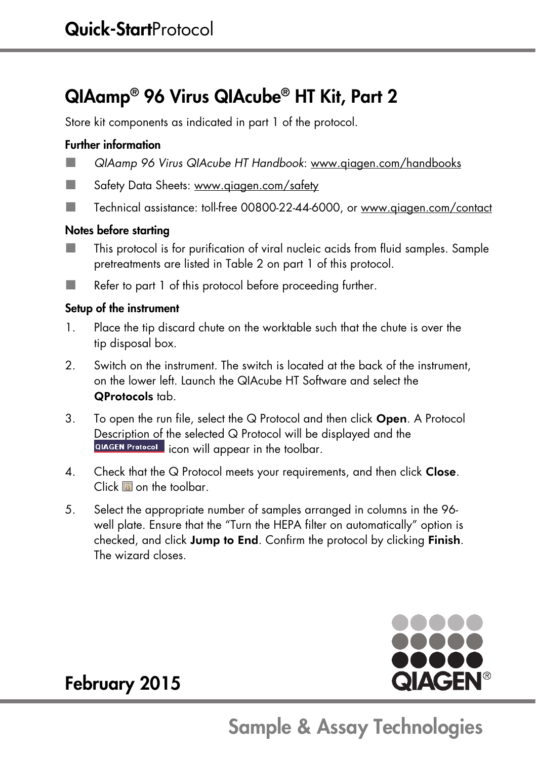**Quick-Start**Protocol

# QIAamp® 96 Virus QIAcube® HT Kit, Part 2

Store kit components as indicated in part 1 of the protocol.

### Further information

- *QIAamp 96 Virus QIAcube HT Handbook*: www.qiagen.com/handbooks
- Safety Data Sheets: www.qiagen.com/safety
- Technical assistance: toll-free 00800-22-44-6000, or www.qiagen.com/contact

### Notes before starting

- This protocol is for purification of viral nucleic acids from fluid samples. Sample pretreatments are listed in Table 2 on part 1 of this protocol.
- Refer to part 1 of this protocol before proceeding further.

### Setup of the instrument

1. Place the tip discard chute on the worktable such that the chute is over the tip disposal box.
2. Switch on the instrument. The switch is located at the back of the instrument, on the lower left. Launch the QIAcube HT Software and select the **QProtocols** tab.
3. To open the run file, select the Q Protocol and then click **Open**. A Protocol Description of the selected Q Protocol will be displayed and the QIAGEN Protocol icon will appear in the toolbar.
4. Check that the Q Protocol meets your requirements, and then click **Close**. Click on the toolbar.
5. Select the appropriate number of samples arranged in columns in the 96-well plate. Ensure that the "Turn the HEPA filter on automatically" option is checked, and click **Jump to End**. Confirm the protocol by clicking **Finish**. The wizard closes.

February 2015

Sample & Assay Technologies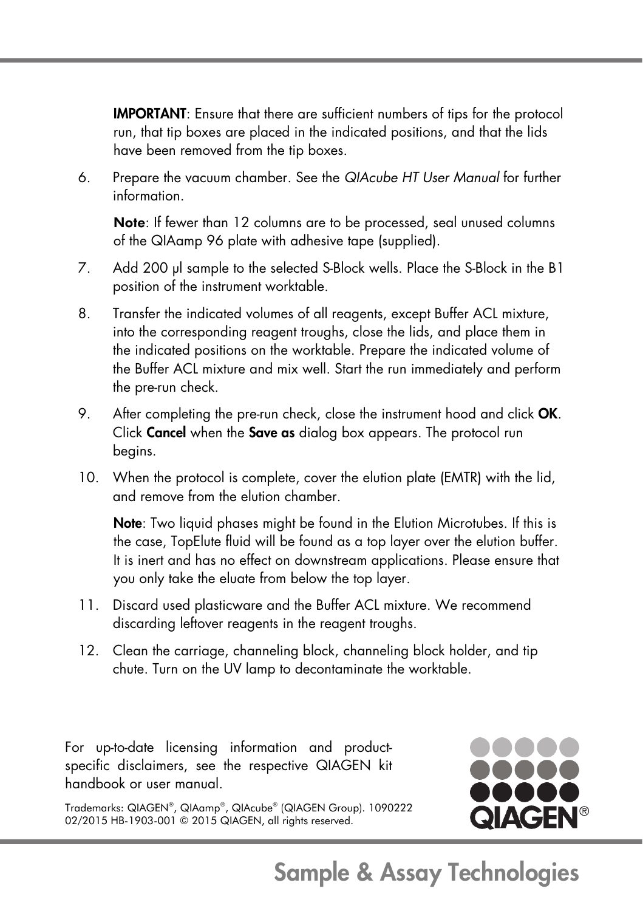**IMPORTANT**: Ensure that there are sufficient numbers of tips for the protocol run, that tip boxes are placed in the indicated positions, and that the lids have been removed from the tip boxes.

6. Prepare the vacuum chamber. See the *QIAcube HT User Manual* for further information.

   **Note**: If fewer than 12 columns are to be processed, seal unused columns of the QIAamp 96 plate with adhesive tape (supplied).

7. Add 200 µl sample to the selected S-Block wells. Place the S-Block in the B1 position of the instrument worktable.

8. Transfer the indicated volumes of all reagents, except Buffer ACL mixture, into the corresponding reagent troughs, close the lids, and place them in the indicated positions on the worktable. Prepare the indicated volume of the Buffer ACL mixture and mix well. Start the run immediately and perform the pre-run check.

9. After completing the pre-run check, close the instrument hood and click **OK**. Click **Cancel** when the **Save as** dialog box appears. The protocol run begins.

10. When the protocol is complete, cover the elution plate (EMTR) with the lid, and remove from the elution chamber.

    **Note**: Two liquid phases might be found in the Elution Microtubes. If this is the case, TopElute fluid will be found as a top layer over the elution buffer. It is inert and has no effect on downstream applications. Please ensure that you only take the eluate from below the top layer.

11. Discard used plasticware and the Buffer ACL mixture. We recommend discarding leftover reagents in the reagent troughs.

12. Clean the carriage, channeling block, channeling block holder, and tip chute. Turn on the UV lamp to decontaminate the worktable.

For up-to-date licensing information and product-specific disclaimers, see the respective QIAGEN kit handbook or user manual.

Trademarks: QIAGEN®, QIAamp®, QIAcube® (QIAGEN Group). 1090222
02/2015 HB-1903-001 © 2015 QIAGEN, all rights reserved.

QIAGEN®

Sample & Assay Technologies